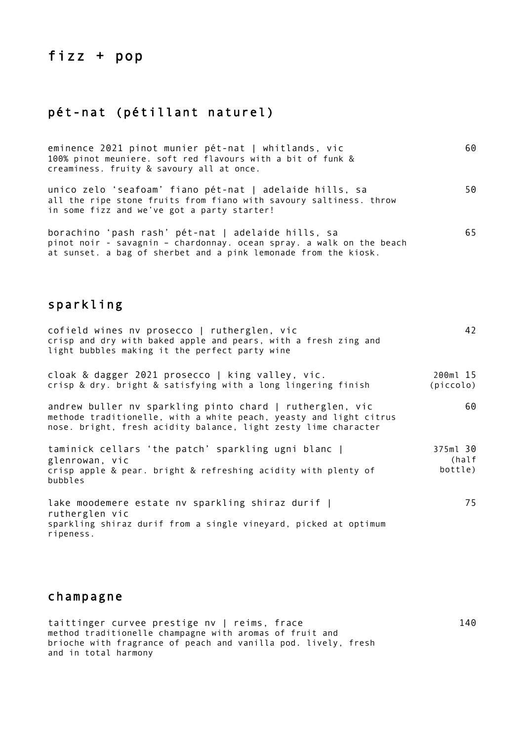# fizz + pop

## pét-nat (pétillant naturel)

eminence 2021 pinot munier pét-nat | whitlands, vic — 60
100% pinot meuniere. soft red flavours with a bit of funk & creaminess. fruity & savoury all at once.

unico zelo 'seafoam' fiano pét-nat | adelaide hills, sa — 50
all the ripe stone fruits from fiano with savoury saltiness. throw in some fizz and we've got a party starter!

borachino 'pash rash' pét-nat | adelaide hills, sa — 65
pinot noir - savagnin – chardonnay. ocean spray. a walk on the beach at sunset. a bag of sherbet and a pink lemonade from the kiosk.

## sparkling

cofield wines nv prosecco | rutherglen, vic — 42
crisp and dry with baked apple and pears, with a fresh zing and light bubbles making it the perfect party wine

cloak & dagger 2021 prosecco | king valley, vic. — 200ml 15 (piccolo)
crisp & dry. bright & satisfying with a long lingering finish

andrew buller nv sparkling pinto chard | rutherglen, vic — 60
methode traditionelle, with a white peach, yeasty and light citrus nose. bright, fresh acidity balance, light zesty lime character

taminick cellars 'the patch' sparkling ugni blanc | glenrowan, vic — 375ml 30 (half bottle)
crisp apple & pear. bright & refreshing acidity with plenty of bubbles

lake moodemere estate nv sparkling shiraz durif | rutherglen vic — 75
sparkling shiraz durif from a single vineyard, picked at optimum ripeness.

## champagne

taittinger curvee prestige nv | reims, frace — 140
method traditionelle champagne with aromas of fruit and brioche with fragrance of peach and vanilla pod. lively, fresh and in total harmony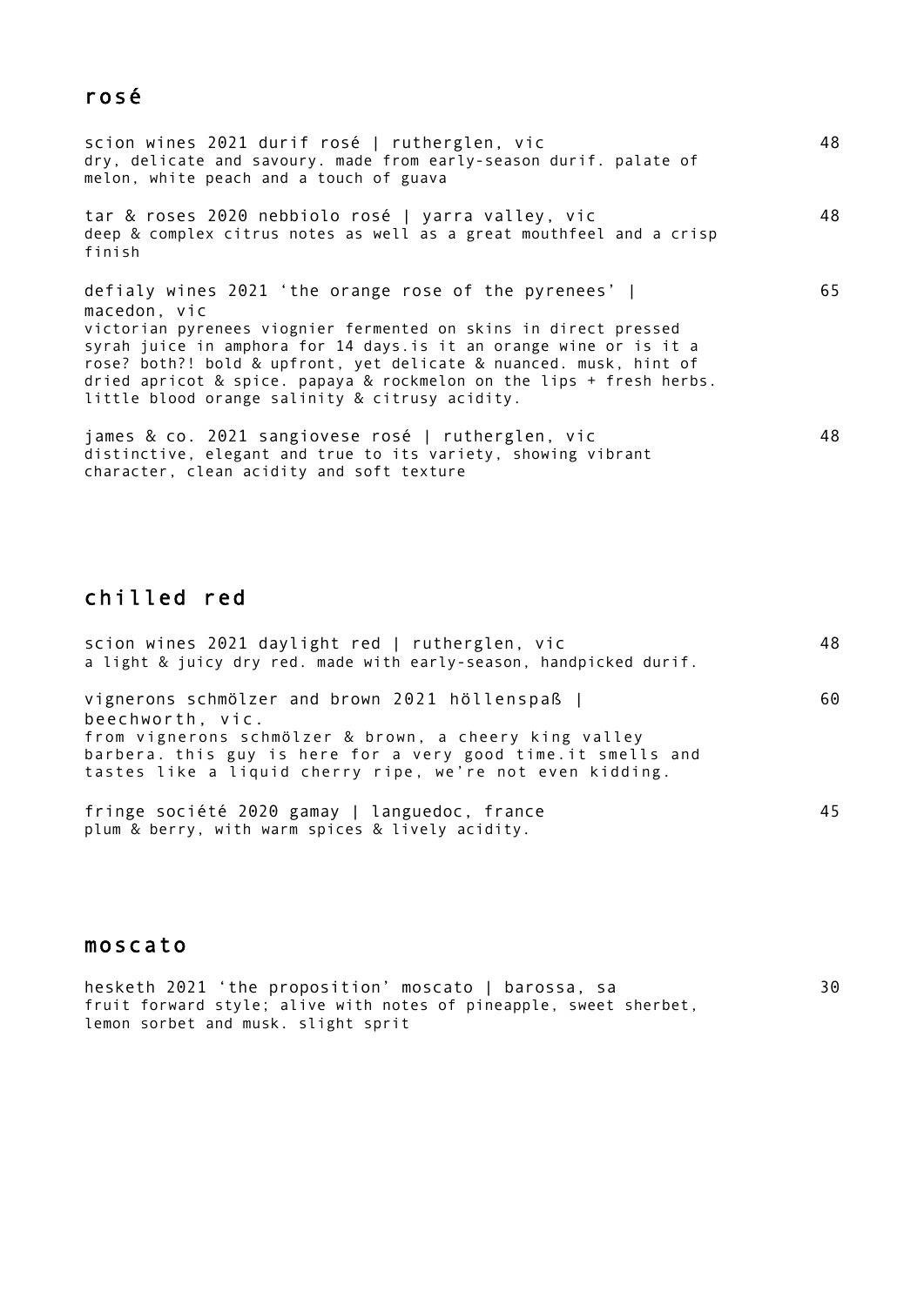## rosé

scion wines 2021 durif rosé | rutherglen, vic — 48
dry, delicate and savoury. made from early-season durif. palate of melon, white peach and a touch of guava

tar & roses 2020 nebbiolo rosé | yarra valley, vic — 48
deep & complex citrus notes as well as a great mouthfeel and a crisp finish

defialy wines 2021 'the orange rose of the pyrenees' | macedon, vic — 65
victorian pyrenees viognier fermented on skins in direct pressed syrah juice in amphora for 14 days.is it an orange wine or is it a rose? both?! bold & upfront, yet delicate & nuanced. musk, hint of dried apricot & spice. papaya & rockmelon on the lips + fresh herbs. little blood orange salinity & citrusy acidity.

james & co. 2021 sangiovese rosé | rutherglen, vic — 48
distinctive, elegant and true to its variety, showing vibrant character, clean acidity and soft texture

## chilled red

scion wines 2021 daylight red | rutherglen, vic — 48
a light & juicy dry red. made with early-season, handpicked durif.

vignerons schmölzer and brown 2021 höllenspaß | beechworth, vic. — 60
from vignerons schmölzer & brown, a cheery king valley barbera. this guy is here for a very good time.it smells and tastes like a liquid cherry ripe, we're not even kidding.

fringe société 2020 gamay | languedoc, france — 45
plum & berry, with warm spices & lively acidity.

## moscato

hesketh 2021 'the proposition' moscato | barossa, sa — 30
fruit forward style; alive with notes of pineapple, sweet sherbet, lemon sorbet and musk. slight sprit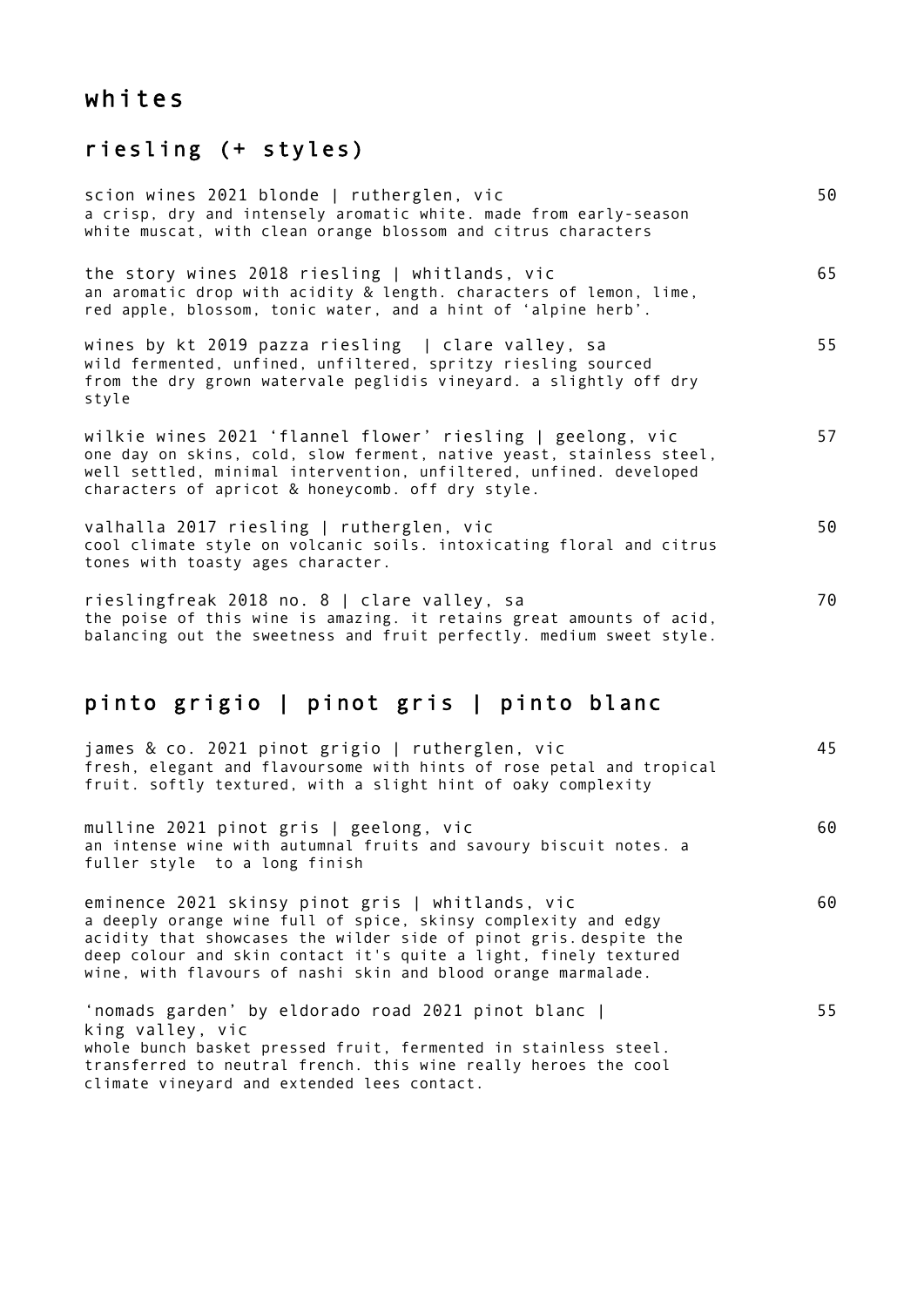# whites

## riesling (+ styles)

scion wines 2021 blonde | rutherglen, vic — 50
a crisp, dry and intensely aromatic white. made from early-season white muscat, with clean orange blossom and citrus characters

the story wines 2018 riesling | whitlands, vic — 65
an aromatic drop with acidity & length. characters of lemon, lime, red apple, blossom, tonic water, and a hint of 'alpine herb'.

wines by kt 2019 pazza riesling | clare valley, sa — 55
wild fermented, unfined, unfiltered, spritzy riesling sourced from the dry grown watervale peglidis vineyard. a slightly off dry style

wilkie wines 2021 'flannel flower' riesling | geelong, vic — 57
one day on skins, cold, slow ferment, native yeast, stainless steel, well settled, minimal intervention, unfiltered, unfined. developed characters of apricot & honeycomb. off dry style.

valhalla 2017 riesling | rutherglen, vic — 50
cool climate style on volcanic soils. intoxicating floral and citrus tones with toasty ages character.

rieslingfreak 2018 no. 8 | clare valley, sa — 70
the poise of this wine is amazing. it retains great amounts of acid, balancing out the sweetness and fruit perfectly. medium sweet style.

## pinto grigio | pinot gris | pinto blanc

james & co. 2021 pinot grigio | rutherglen, vic — 45
fresh, elegant and flavoursome with hints of rose petal and tropical fruit. softly textured, with a slight hint of oaky complexity

mulline 2021 pinot gris | geelong, vic — 60
an intense wine with autumnal fruits and savoury biscuit notes. a fuller style to a long finish

eminence 2021 skinsy pinot gris | whitlands, vic — 60
a deeply orange wine full of spice, skinsy complexity and edgy acidity that showcases the wilder side of pinot gris. despite the deep colour and skin contact it's quite a light, finely textured wine, with flavours of nashi skin and blood orange marmalade.

'nomads garden' by eldorado road 2021 pinot blanc | king valley, vic — 55
whole bunch basket pressed fruit, fermented in stainless steel. transferred to neutral french. this wine really heroes the cool climate vineyard and extended lees contact.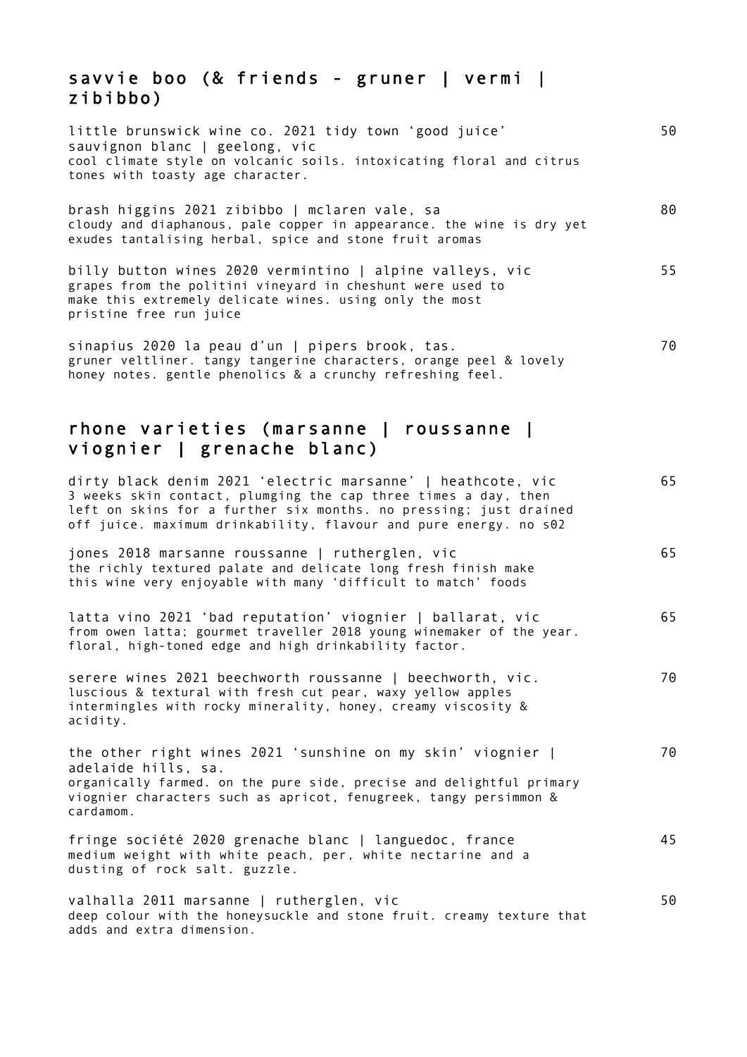## savvie boo (& friends - gruner | vermi | zibibbo)

little brunswick wine co. 2021 tidy town 'good juice' sauvignon blanc | geelong, vic — 50
cool climate style on volcanic soils. intoxicating floral and citrus tones with toasty age character.

brash higgins 2021 zibibbo | mclaren vale, sa — 80
cloudy and diaphanous, pale copper in appearance. the wine is dry yet exudes tantalising herbal, spice and stone fruit aromas

billy button wines 2020 vermintino | alpine valleys, vic — 55
grapes from the politini vineyard in cheshunt were used to make this extremely delicate wines. using only the most pristine free run juice

sinapius 2020 la peau d'un | pipers brook, tas. — 70
gruner veltliner. tangy tangerine characters, orange peel & lovely honey notes. gentle phenolics & a crunchy refreshing feel.

## rhone varieties (marsanne | roussanne | viognier | grenache blanc)

dirty black denim 2021 'electric marsanne' | heathcote, vic — 65
3 weeks skin contact, plumging the cap three times a day, then left on skins for a further six months. no pressing; just drained off juice. maximum drinkability, flavour and pure energy. no s02

jones 2018 marsanne roussanne | rutherglen, vic — 65
the richly textured palate and delicate long fresh finish make this wine very enjoyable with many 'difficult to match' foods

latta vino 2021 'bad reputation' viognier | ballarat, vic — 65
from owen latta; gourmet traveller 2018 young winemaker of the year. floral, high-toned edge and high drinkability factor.

serere wines 2021 beechworth roussanne | beechworth, vic. — 70
luscious & textural with fresh cut pear, waxy yellow apples intermingles with rocky minerality, honey, creamy viscosity & acidity.

the other right wines 2021 'sunshine on my skin' viognier | adelaide hills, sa. — 70
organically farmed. on the pure side, precise and delightful primary viognier characters such as apricot, fenugreek, tangy persimmon & cardamom.

fringe société 2020 grenache blanc | languedoc, france — 45
medium weight with white peach, per, white nectarine and a dusting of rock salt. guzzle.

valhalla 2011 marsanne | rutherglen, vic — 50
deep colour with the honeysuckle and stone fruit. creamy texture that adds and extra dimension.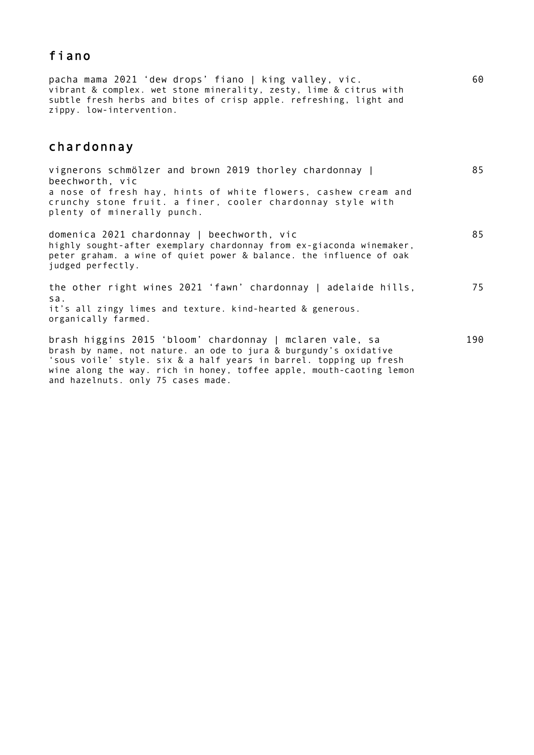## fiano

pacha mama 2021 ‘dew drops’ fiano | king valley, vic. 60
vibrant & complex. wet stone minerality, zesty, lime & citrus with subtle fresh herbs and bites of crisp apple. refreshing, light and zippy. low-intervention.

## chardonnay

vignerons schmölzer and brown 2019 thorley chardonnay | beechworth, vic 85
a nose of fresh hay, hints of white flowers, cashew cream and crunchy stone fruit. a finer, cooler chardonnay style with plenty of minerally punch.

domenica 2021 chardonnay | beechworth, vic 85
highly sought-after exemplary chardonnay from ex-giaconda winemaker, peter graham. a wine of quiet power & balance. the influence of oak judged perfectly.

the other right wines 2021 ‘fawn’ chardonnay | adelaide hills, sa. 75
it’s all zingy limes and texture. kind-hearted & generous. organically farmed.

brash higgins 2015 ‘bloom’ chardonnay | mclaren vale, sa 190
brash by name, not nature. an ode to jura & burgundy’s oxidative ‘sous voile’ style. six & a half years in barrel. topping up fresh wine along the way. rich in honey, toffee apple, mouth-caoting lemon and hazelnuts. only 75 cases made.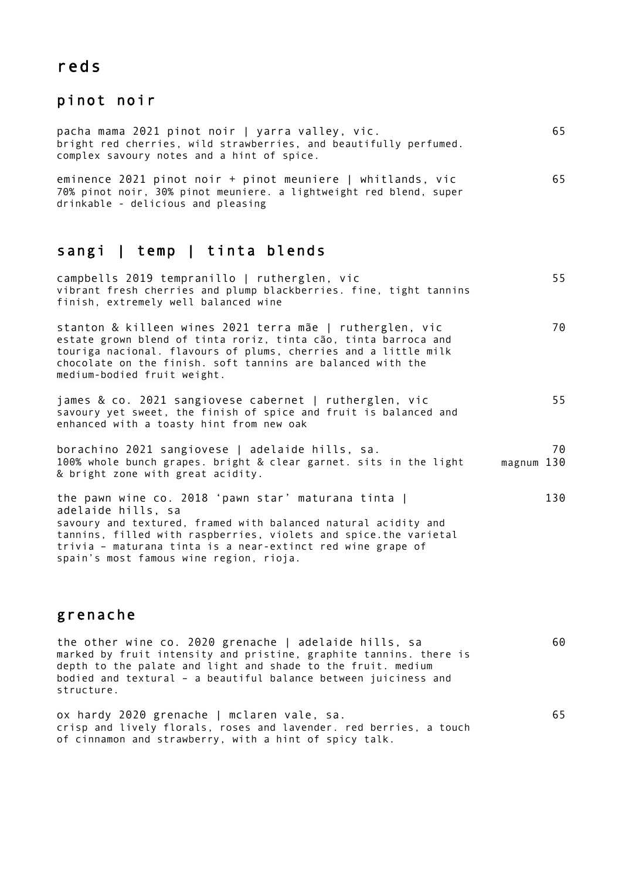# reds

## pinot noir

pacha mama 2021 pinot noir | yarra valley, vic. — 65
bright red cherries, wild strawberries, and beautifully perfumed. complex savoury notes and a hint of spice.

eminence 2021 pinot noir + pinot meuniere | whitlands, vic — 65
70% pinot noir, 30% pinot meuniere. a lightweight red blend, super drinkable - delicious and pleasing

## sangi | temp | tinta blends

campbells 2019 tempranillo | rutherglen, vic — 55
vibrant fresh cherries and plump blackberries. fine, tight tannins finish, extremely well balanced wine

stanton & killeen wines 2021 terra mãe | rutherglen, vic — 70
estate grown blend of tinta roriz, tinta cão, tinta barroca and touriga nacional. flavours of plums, cherries and a little milk chocolate on the finish. soft tannins are balanced with the medium-bodied fruit weight.

james & co. 2021 sangiovese cabernet | rutherglen, vic — 55
savoury yet sweet, the finish of spice and fruit is balanced and enhanced with a toasty hint from new oak

borachino 2021 sangiovese | adelaide hills, sa. — 70 / magnum 130
100% whole bunch grapes. bright & clear garnet. sits in the light & bright zone with great acidity.

the pawn wine co. 2018 'pawn star' maturana tinta | adelaide hills, sa — 130
savoury and textured, framed with balanced natural acidity and tannins, filled with raspberries, violets and spice.the varietal trivia – maturana tinta is a near-extinct red wine grape of spain's most famous wine region, rioja.

## grenache

the other wine co. 2020 grenache | adelaide hills, sa — 60
marked by fruit intensity and pristine, graphite tannins. there is depth to the palate and light and shade to the fruit. medium bodied and textural – a beautiful balance between juiciness and structure.

ox hardy 2020 grenache | mclaren vale, sa. — 65
crisp and lively florals, roses and lavender. red berries, a touch of cinnamon and strawberry, with a hint of spicy talk.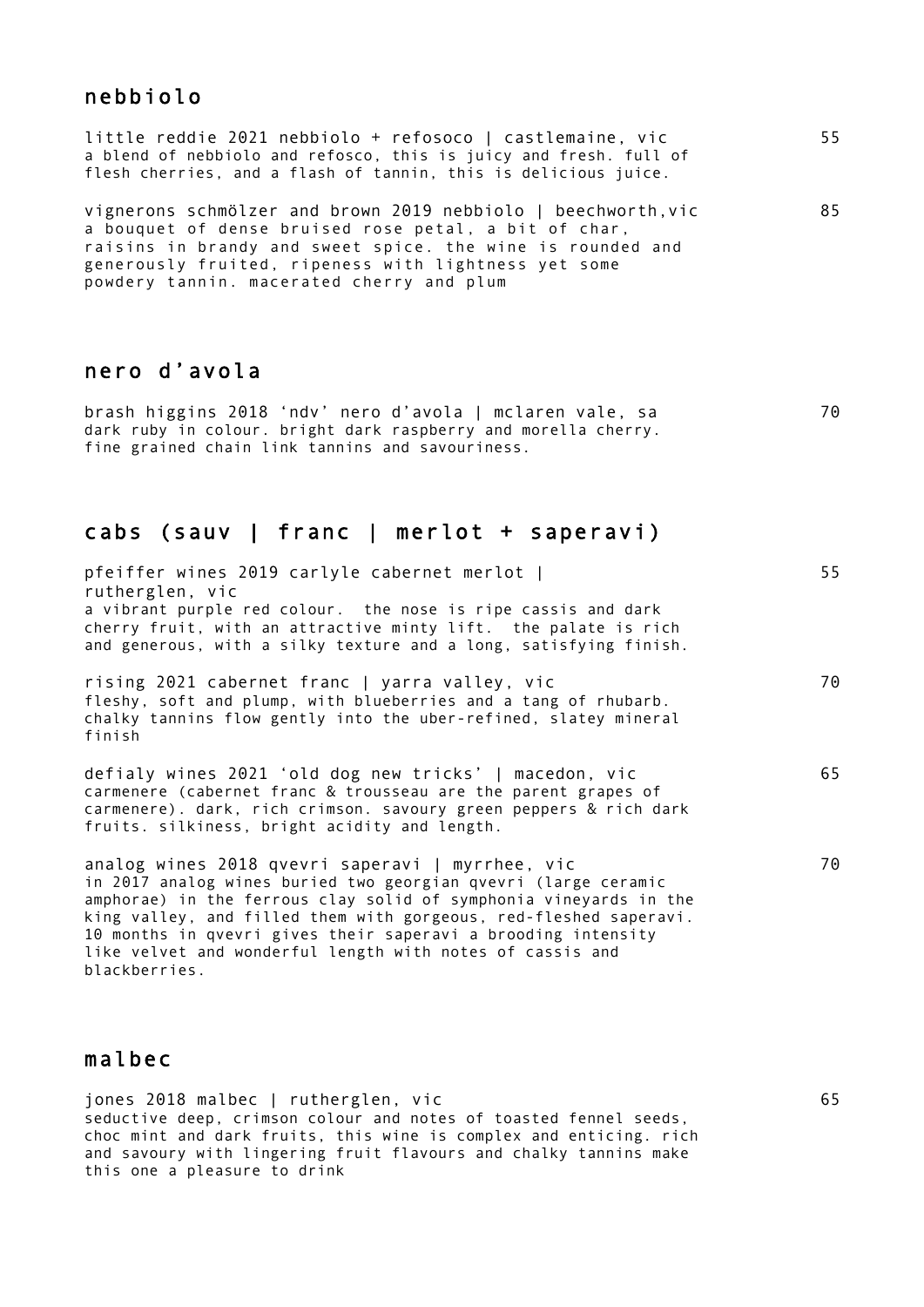## nebbiolo

little reddie 2021 nebbiolo + refosoco | castlemaine, vic 55
a blend of nebbiolo and refosco, this is juicy and fresh. full of flesh cherries, and a flash of tannin, this is delicious juice.

vignerons schmölzer and brown 2019 nebbiolo | beechworth,vic 85
a bouquet of dense bruised rose petal, a bit of char, raisins in brandy and sweet spice. the wine is rounded and generously fruited, ripeness with lightness yet some powdery tannin. macerated cherry and plum

## nero d'avola

brash higgins 2018 'ndv' nero d'avola | mclaren vale, sa 70
dark ruby in colour. bright dark raspberry and morella cherry. fine grained chain link tannins and savouriness.

## cabs (sauv | franc | merlot + saperavi)

pfeiffer wines 2019 carlyle cabernet merlot | rutherglen, vic 55
a vibrant purple red colour. the nose is ripe cassis and dark cherry fruit, with an attractive minty lift. the palate is rich and generous, with a silky texture and a long, satisfying finish.

rising 2021 cabernet franc | yarra valley, vic 70
fleshy, soft and plump, with blueberries and a tang of rhubarb. chalky tannins flow gently into the uber-refined, slatey mineral finish

defialy wines 2021 'old dog new tricks' | macedon, vic 65
carmenere (cabernet franc & trousseau are the parent grapes of carmenere). dark, rich crimson. savoury green peppers & rich dark fruits. silkiness, bright acidity and length.

analog wines 2018 qvevri saperavi | myrrhee, vic 70
in 2017 analog wines buried two georgian qvevri (large ceramic amphorae) in the ferrous clay solid of symphonia vineyards in the king valley, and filled them with gorgeous, red-fleshed saperavi. 10 months in qvevri gives their saperavi a brooding intensity like velvet and wonderful length with notes of cassis and blackberries.

## malbec

jones 2018 malbec | rutherglen, vic 65
seductive deep, crimson colour and notes of toasted fennel seeds, choc mint and dark fruits, this wine is complex and enticing. rich and savoury with lingering fruit flavours and chalky tannins make this one a pleasure to drink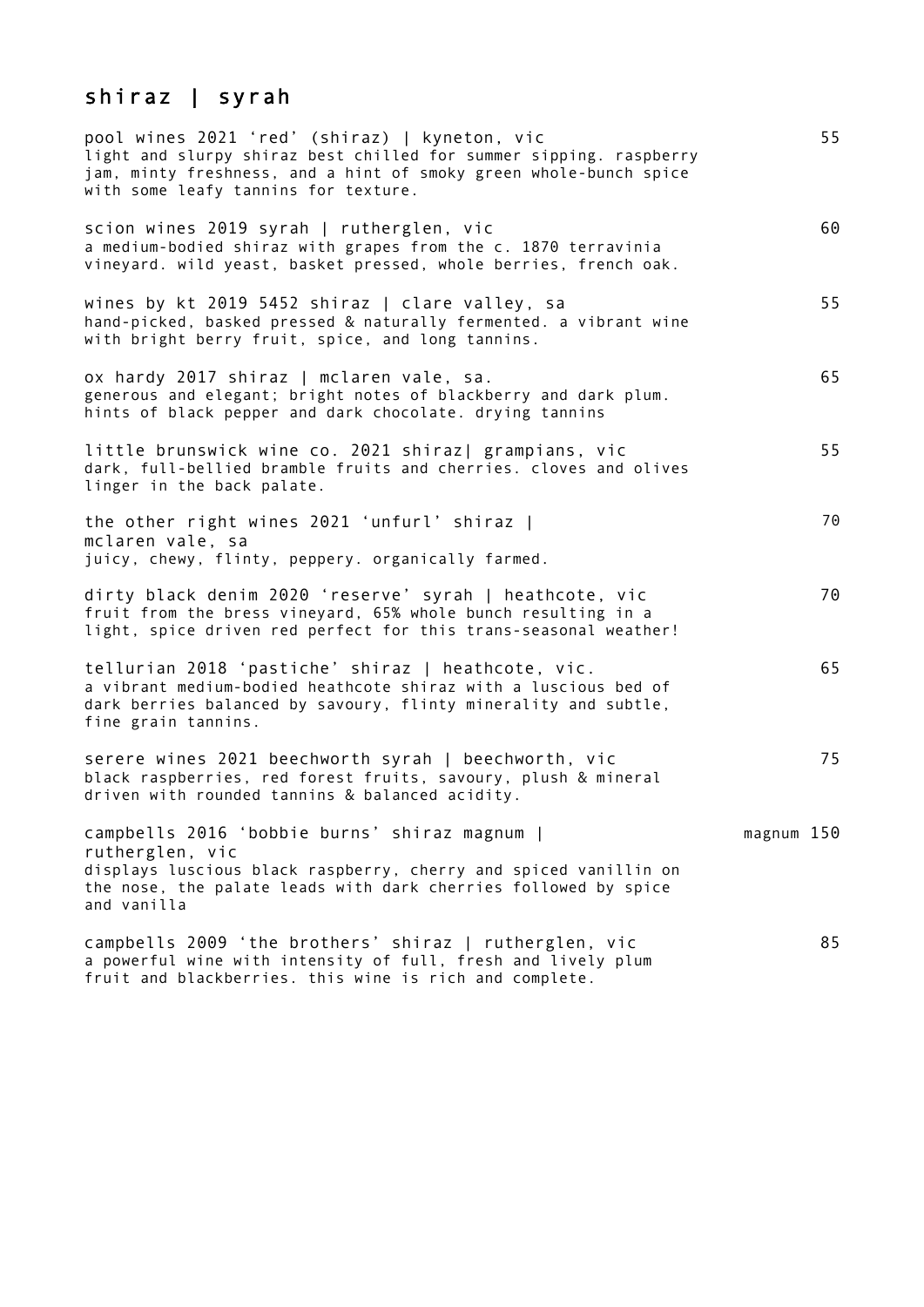## shiraz | syrah

pool wines 2021 'red' (shiraz) | kyneton, vic — 55
light and slurpy shiraz best chilled for summer sipping. raspberry jam, minty freshness, and a hint of smoky green whole-bunch spice with some leafy tannins for texture.

scion wines 2019 syrah | rutherglen, vic — 60
a medium-bodied shiraz with grapes from the c. 1870 terravinia vineyard. wild yeast, basket pressed, whole berries, french oak.

wines by kt 2019 5452 shiraz | clare valley, sa — 55
hand-picked, basked pressed & naturally fermented. a vibrant wine with bright berry fruit, spice, and long tannins.

ox hardy 2017 shiraz | mclaren vale, sa. — 65
generous and elegant; bright notes of blackberry and dark plum. hints of black pepper and dark chocolate. drying tannins

little brunswick wine co. 2021 shiraz| grampians, vic — 55
dark, full-bellied bramble fruits and cherries. cloves and olives linger in the back palate.

the other right wines 2021 'unfurl' shiraz | mclaren vale, sa — 70
juicy, chewy, flinty, peppery. organically farmed.

dirty black denim 2020 'reserve' syrah | heathcote, vic — 70
fruit from the bress vineyard, 65% whole bunch resulting in a light, spice driven red perfect for this trans-seasonal weather!

tellurian 2018 'pastiche' shiraz | heathcote, vic. — 65
a vibrant medium-bodied heathcote shiraz with a luscious bed of dark berries balanced by savoury, flinty minerality and subtle, fine grain tannins.

serere wines 2021 beechworth syrah | beechworth, vic — 75
black raspberries, red forest fruits, savoury, plush & mineral driven with rounded tannins & balanced acidity.

campbells 2016 'bobbie burns' shiraz magnum | rutherglen, vic — magnum 150
displays luscious black raspberry, cherry and spiced vanillin on the nose, the palate leads with dark cherries followed by spice and vanilla

campbells 2009 'the brothers' shiraz | rutherglen, vic — 85
a powerful wine with intensity of full, fresh and lively plum fruit and blackberries. this wine is rich and complete.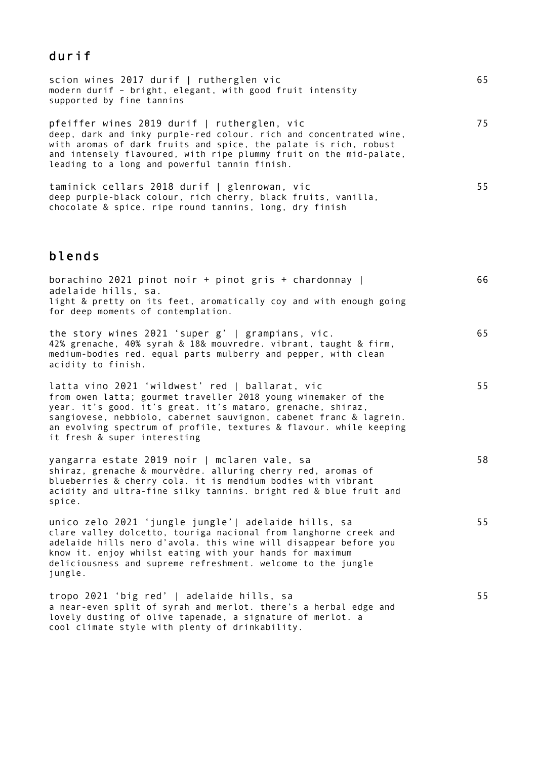## durif

scion wines 2017 durif | rutherglen vic — 65
modern durif – bright, elegant, with good fruit intensity supported by fine tannins

pfeiffer wines 2019 durif | rutherglen, vic — 75
deep, dark and inky purple-red colour. rich and concentrated wine, with aromas of dark fruits and spice, the palate is rich, robust and intensely flavoured, with ripe plummy fruit on the mid-palate, leading to a long and powerful tannin finish.

taminick cellars 2018 durif | glenrowan, vic — 55
deep purple-black colour, rich cherry, black fruits, vanilla, chocolate & spice. ripe round tannins, long, dry finish

## blends

borachino 2021 pinot noir + pinot gris + chardonnay | adelaide hills, sa. — 66
light & pretty on its feet, aromatically coy and with enough going for deep moments of contemplation.

the story wines 2021 'super g' | grampians, vic. — 65
42% grenache, 40% syrah & 18& mouvredre. vibrant, taught & firm, medium-bodies red. equal parts mulberry and pepper, with clean acidity to finish.

latta vino 2021 'wildwest' red | ballarat, vic — 55
from owen latta; gourmet traveller 2018 young winemaker of the year. it's good. it's great. it's mataro, grenache, shiraz, sangiovese, nebbiolo, cabernet sauvignon, cabenet franc & lagrein. an evolving spectrum of profile, textures & flavour. while keeping it fresh & super interesting

yangarra estate 2019 noir | mclaren vale, sa — 58
shiraz, grenache & mourvèdre. alluring cherry red, aromas of blueberries & cherry cola. it is mendium bodies with vibrant acidity and ultra-fine silky tannins. bright red & blue fruit and spice.

unico zelo 2021 'jungle jungle'| adelaide hills, sa — 55
clare valley dolcetto, touriga nacional from langhorne creek and adelaide hills nero d'avola. this wine will disappear before you know it. enjoy whilst eating with your hands for maximum deliciousness and supreme refreshment. welcome to the jungle jungle.

tropo 2021 'big red' | adelaide hills, sa — 55
a near-even split of syrah and merlot. there's a herbal edge and lovely dusting of olive tapenade, a signature of merlot. a cool climate style with plenty of drinkability.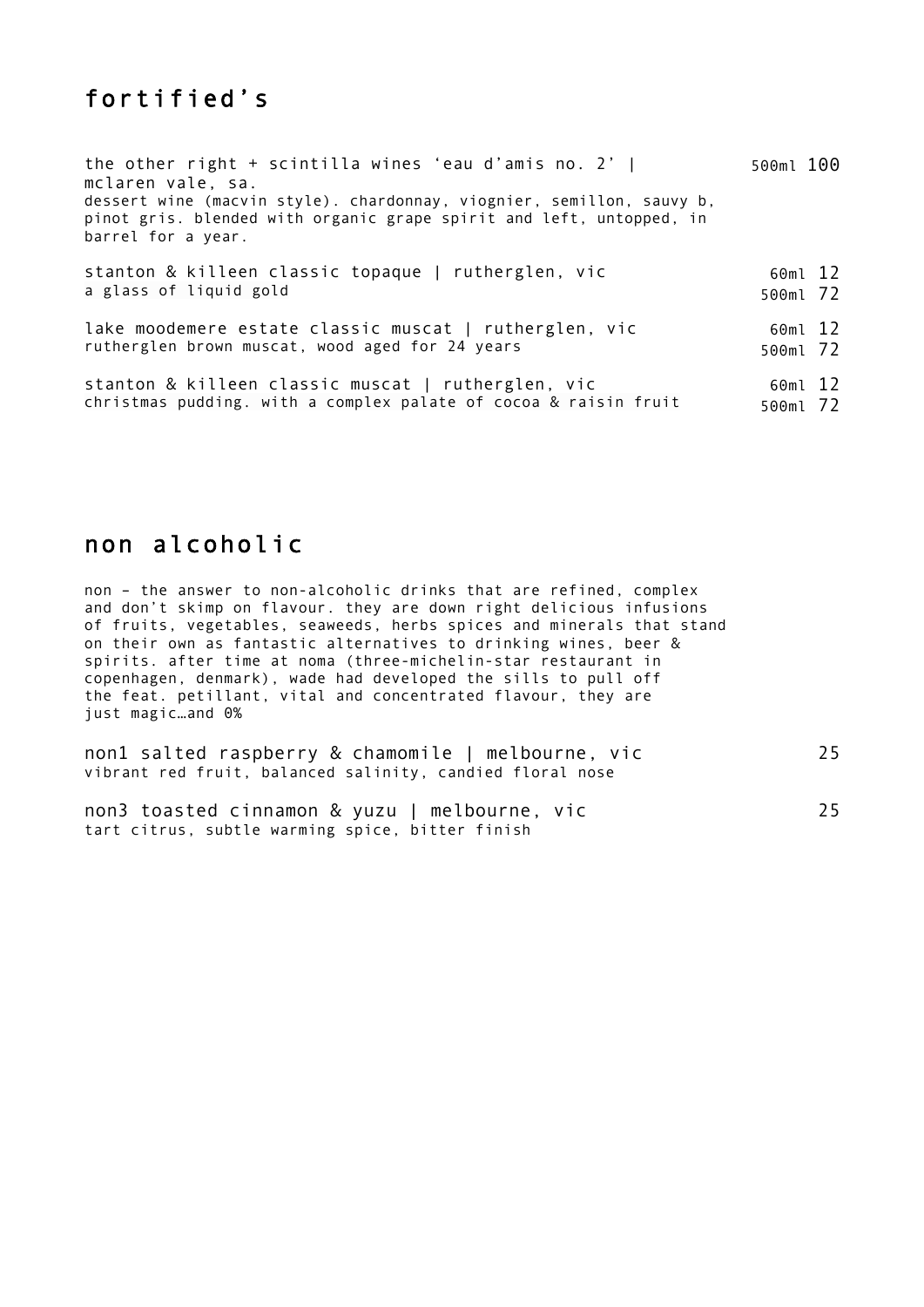## fortified's

**the other right + scintilla wines 'eau d'amis no. 2' | mclaren vale, sa.** — 500ml 100
dessert wine (macvin style). chardonnay, viognier, semillon, sauvy b, pinot gris. blended with organic grape spirit and left, untopped, in barrel for a year.

**stanton & killeen classic topaque | rutherglen, vic** — 60ml 12 / 500ml 72
a glass of liquid gold

**lake moodemere estate classic muscat | rutherglen, vic** — 60ml 12 / 500ml 72
rutherglen brown muscat, wood aged for 24 years

**stanton & killeen classic muscat | rutherglen, vic** — 60ml 12 / 500ml 72
christmas pudding. with a complex palate of cocoa & raisin fruit

## non alcoholic

non – the answer to non-alcoholic drinks that are refined, complex and don't skimp on flavour. they are down right delicious infusions of fruits, vegetables, seaweeds, herbs spices and minerals that stand on their own as fantastic alternatives to drinking wines, beer & spirits. after time at noma (three-michelin-star restaurant in copenhagen, denmark), wade had developed the sills to pull off the feat. petillant, vital and concentrated flavour, they are just magic…and 0%

**non1 salted raspberry & chamomile | melbourne, vic** — 25
vibrant red fruit, balanced salinity, candied floral nose

**non3 toasted cinnamon & yuzu | melbourne, vic** — 25
tart citrus, subtle warming spice, bitter finish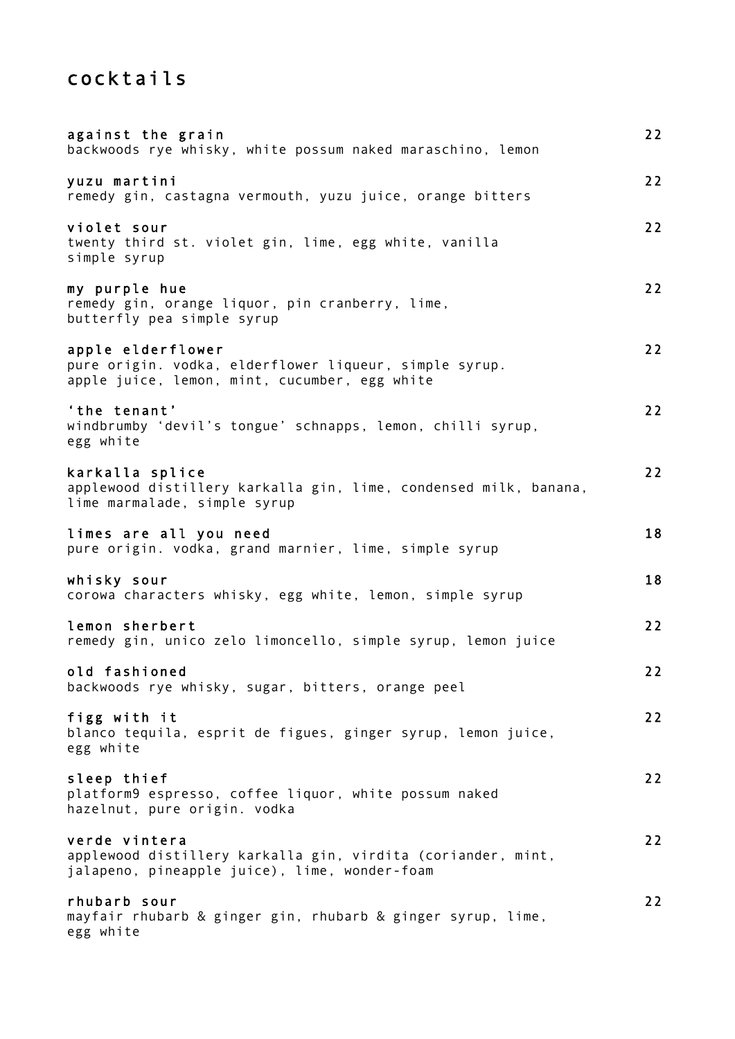# cocktails

**against the grain** 22
backwoods rye whisky, white possum naked maraschino, lemon

**yuzu martini** 22
remedy gin, castagna vermouth, yuzu juice, orange bitters

**violet sour** 22
twenty third st. violet gin, lime, egg white, vanilla simple syrup

**my purple hue** 22
remedy gin, orange liquor, pin cranberry, lime, butterfly pea simple syrup

**apple elderflower** 22
pure origin. vodka, elderflower liqueur, simple syrup. apple juice, lemon, mint, cucumber, egg white

**'the tenant'** 22
windbrumby 'devil's tongue' schnapps, lemon, chilli syrup, egg white

**karkalla splice** 22
applewood distillery karkalla gin, lime, condensed milk, banana, lime marmalade, simple syrup

**limes are all you need** 18
pure origin. vodka, grand marnier, lime, simple syrup

**whisky sour** 18
corowa characters whisky, egg white, lemon, simple syrup

**lemon sherbert** 22
remedy gin, unico zelo limoncello, simple syrup, lemon juice

**old fashioned** 22
backwoods rye whisky, sugar, bitters, orange peel

**figg with it** 22
blanco tequila, esprit de figues, ginger syrup, lemon juice, egg white

**sleep thief** 22
platform9 espresso, coffee liquor, white possum naked hazelnut, pure origin. vodka

**verde vintera** 22
applewood distillery karkalla gin, virdita (coriander, mint, jalapeno, pineapple juice), lime, wonder-foam

**rhubarb sour** 22
mayfair rhubarb & ginger gin, rhubarb & ginger syrup, lime, egg white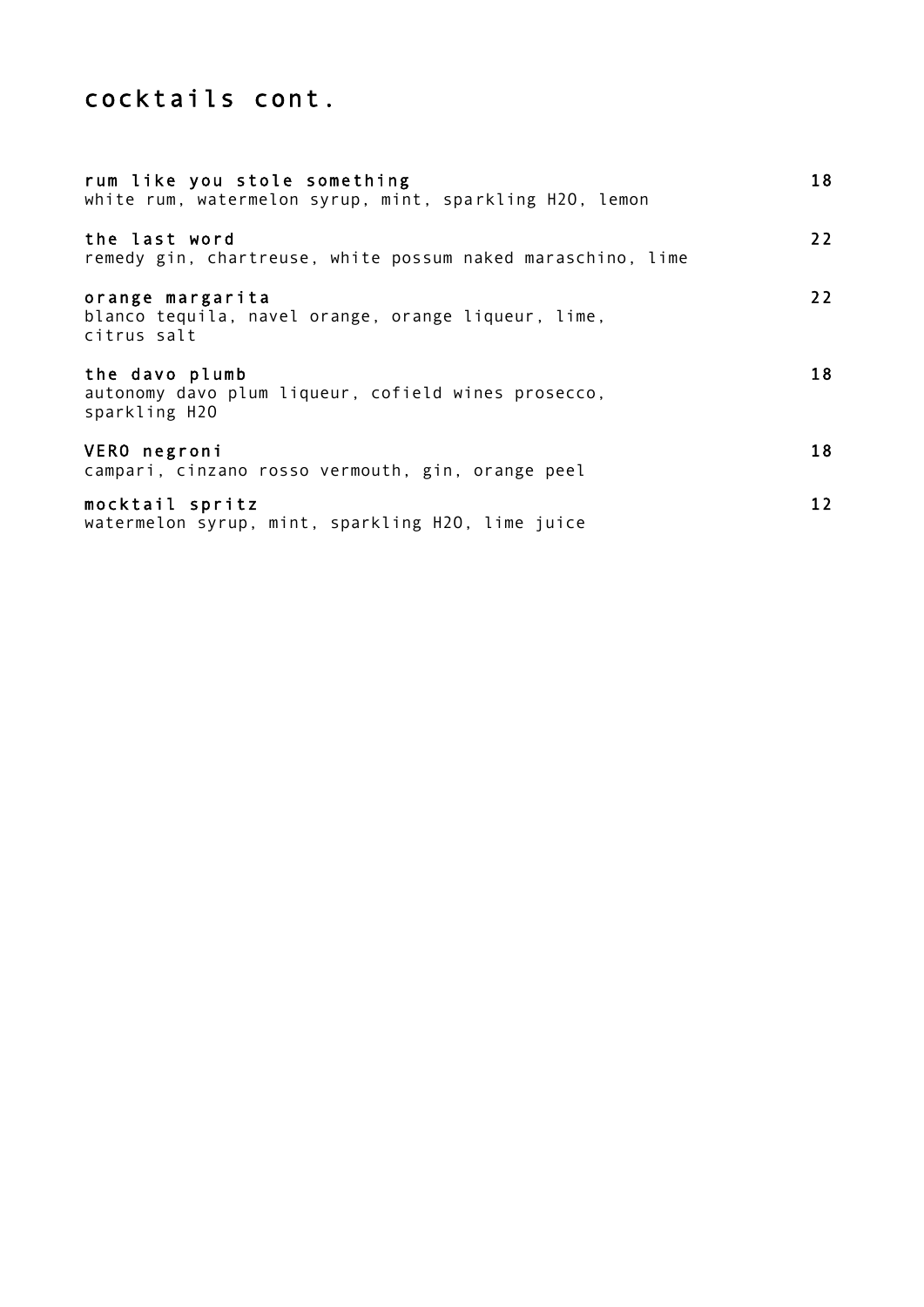# cocktails cont.

**rum like you stole something** — 18
white rum, watermelon syrup, mint, sparkling H2O, lemon

**the last word** — 22
remedy gin, chartreuse, white possum naked maraschino, lime

**orange margarita** — 22
blanco tequila, navel orange, orange liqueur, lime, citrus salt

**the davo plumb** — 18
autonomy davo plum liqueur, cofield wines prosecco, sparkling H2O

**VERO negroni** — 18
campari, cinzano rosso vermouth, gin, orange peel

**mocktail spritz** — 12
watermelon syrup, mint, sparkling H2O, lime juice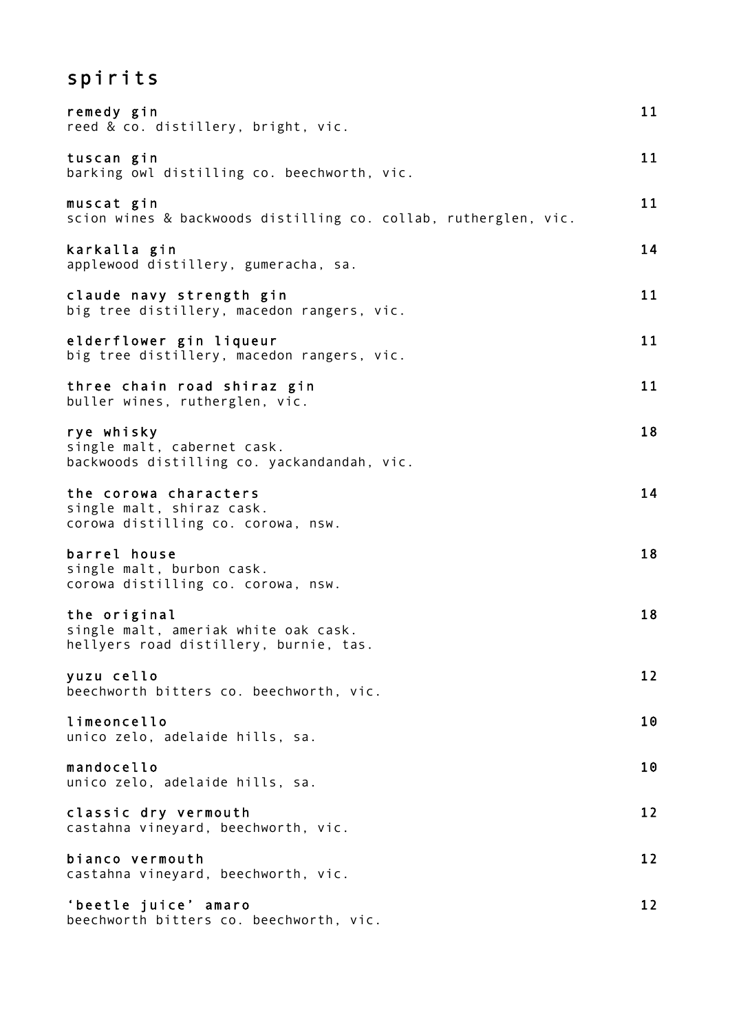# spirits

**remedy gin** 11
reed & co. distillery, bright, vic.

**tuscan gin** 11
barking owl distilling co. beechworth, vic.

**muscat gin** 11
scion wines & backwoods distilling co. collab, rutherglen, vic.

**karkalla gin** 14
applewood distillery, gumeracha, sa.

**claude navy strength gin** 11
big tree distillery, macedon rangers, vic.

**elderflower gin liqueur** 11
big tree distillery, macedon rangers, vic.

**three chain road shiraz gin** 11
buller wines, rutherglen, vic.

**rye whisky** 18
single malt, cabernet cask.
backwoods distilling co. yackandandah, vic.

**the corowa characters** 14
single malt, shiraz cask.
corowa distilling co. corowa, nsw.

**barrel house** 18
single malt, burbon cask.
corowa distilling co. corowa, nsw.

**the original** 18
single malt, ameriak white oak cask.
hellyers road distillery, burnie, tas.

**yuzu cello** 12
beechworth bitters co. beechworth, vic.

**limeoncello** 10
unico zelo, adelaide hills, sa.

**mandocello** 10
unico zelo, adelaide hills, sa.

**classic dry vermouth** 12
castahna vineyard, beechworth, vic.

**bianco vermouth** 12
castahna vineyard, beechworth, vic.

**'beetle juice' amaro** 12
beechworth bitters co. beechworth, vic.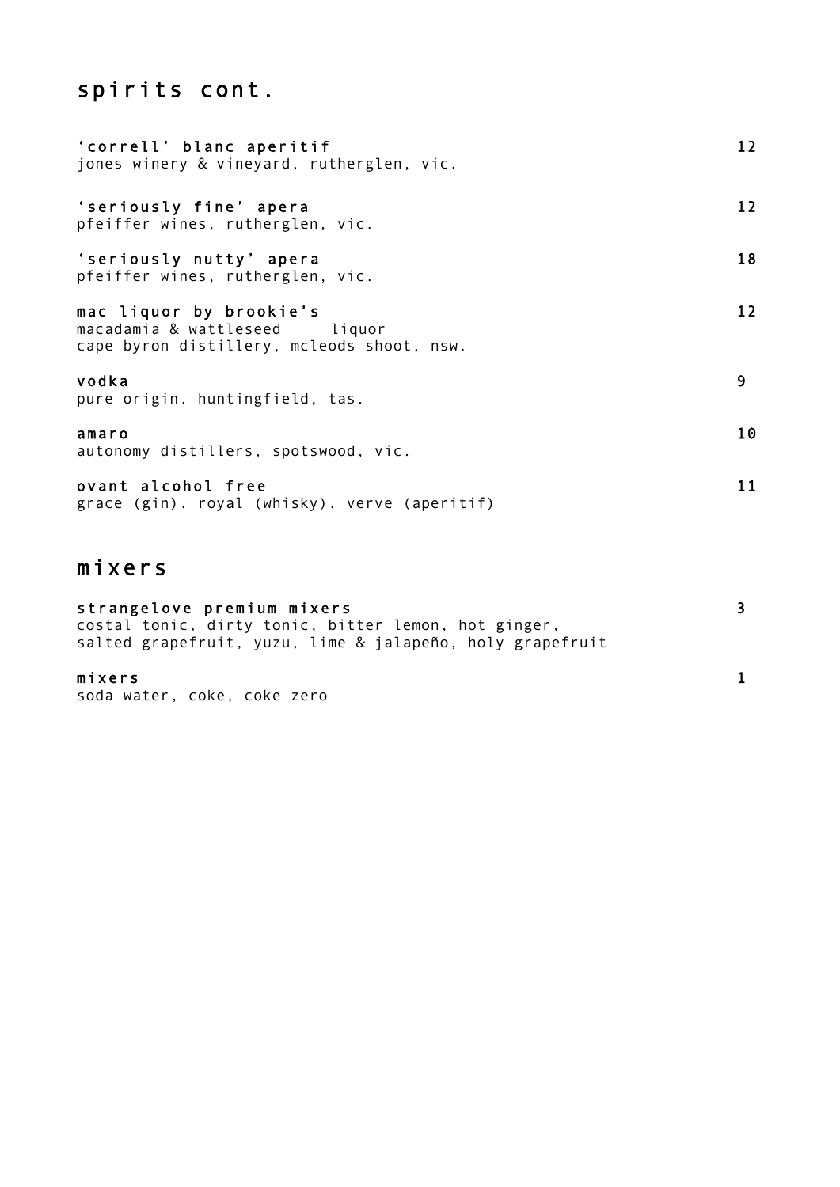## spirits cont.

**'correll' blanc aperitif** 12
jones winery & vineyard, rutherglen, vic.

**'seriously fine' apera** 12
pfeiffer wines, rutherglen, vic.

**'seriously nutty' apera** 18
pfeiffer wines, rutherglen, vic.

**mac liquor by brookie's** 12
macadamia & wattleseed liquor
cape byron distillery, mcleods shoot, nsw.

**vodka** 9
pure origin. huntingfield, tas.

**amaro** 10
autonomy distillers, spotswood, vic.

**ovant alcohol free** 11
grace (gin). royal (whisky). verve (aperitif)

## mixers

**strangelove premium mixers** 3
costal tonic, dirty tonic, bitter lemon, hot ginger,
salted grapefruit, yuzu, lime & jalapeño, holy grapefruit

**mixers** 1
soda water, coke, coke zero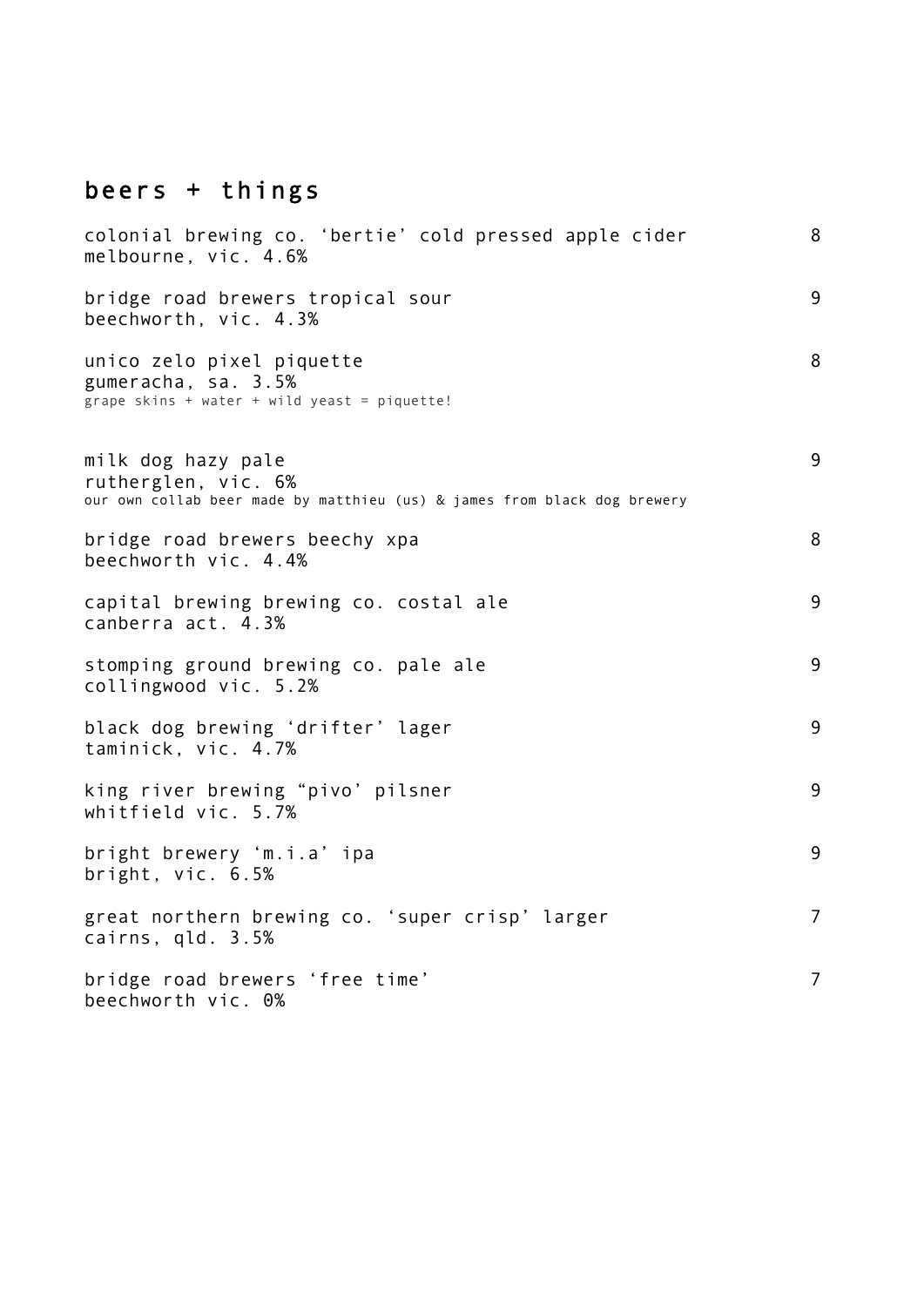# beers + things

colonial brewing co. ‘bertie’ cold pressed apple cider — 8
melbourne, vic. 4.6%

bridge road brewers tropical sour — 9
beechworth, vic. 4.3%

unico zelo pixel piquette — 8
gumeracha, sa. 3.5%
grape skins + water + wild yeast = piquette!

milk dog hazy pale — 9
rutherglen, vic. 6%
our own collab beer made by matthieu (us) & james from black dog brewery

bridge road brewers beechy xpa — 8
beechworth vic. 4.4%

capital brewing brewing co. costal ale — 9
canberra act. 4.3%

stomping ground brewing co. pale ale — 9
collingwood vic. 5.2%

black dog brewing ‘drifter’ lager — 9
taminick, vic. 4.7%

king river brewing “pivo’ pilsner — 9
whitfield vic. 5.7%

bright brewery ‘m.i.a’ ipa — 9
bright, vic. 6.5%

great northern brewing co. ‘super crisp’ larger — 7
cairns, qld. 3.5%

bridge road brewers ‘free time’ — 7
beechworth vic. 0%